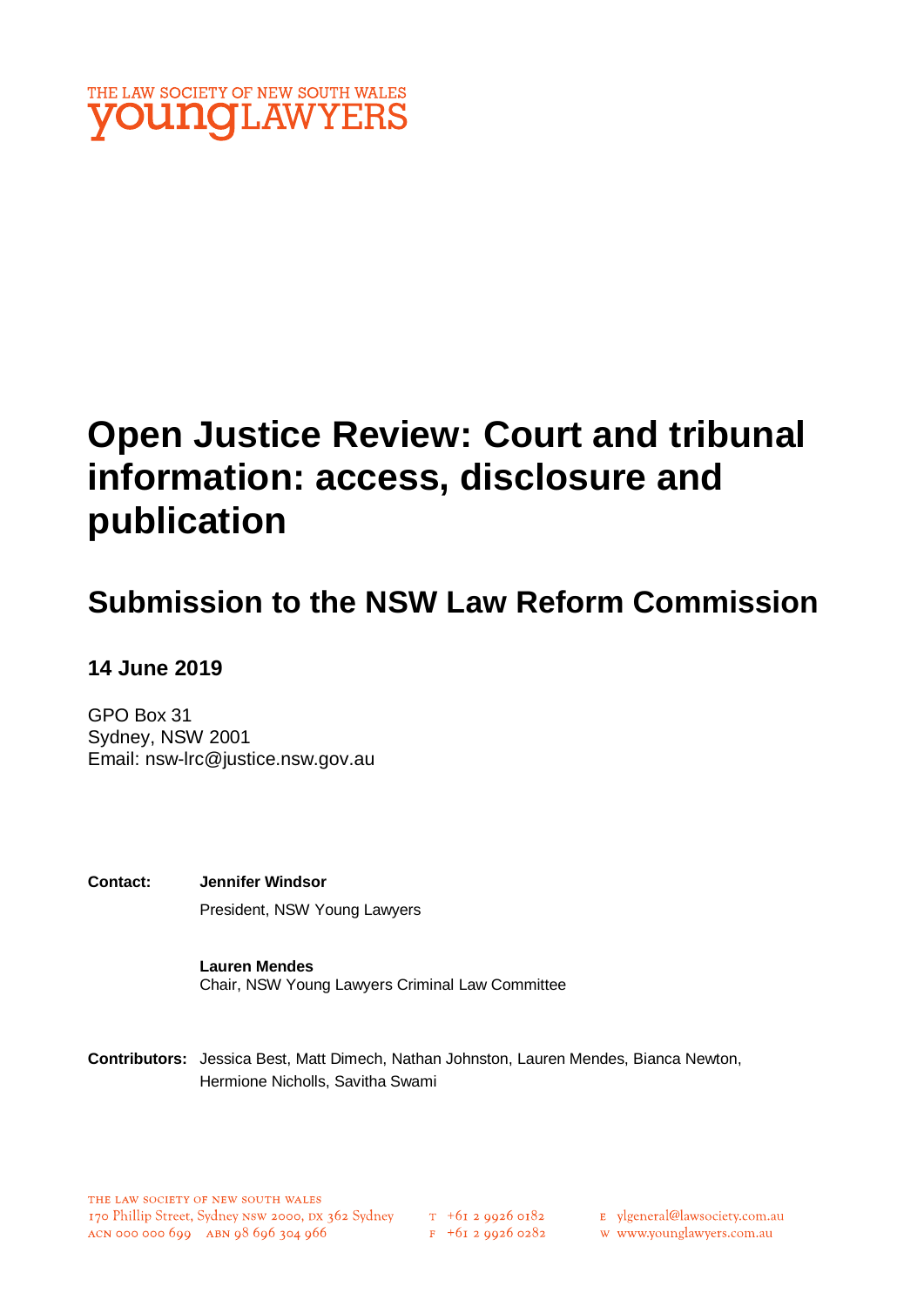THE LAW SOCIETY OF NEW SOUTH WALES
**young**LAWYERS

# Open Justice Review: Court and tribunal information: access, disclosure and publication

## Submission to the NSW Law Reform Commission

**14 June 2019**

GPO Box 31
Sydney, NSW 2001
Email: nsw-lrc@justice.nsw.gov.au

**Contact:** **Jennifer Windsor**
President, NSW Young Lawyers

**Lauren Mendes**
Chair, NSW Young Lawyers Criminal Law Committee

**Contributors:** Jessica Best, Matt Dimech, Nathan Johnston, Lauren Mendes, Bianca Newton, Hermione Nicholls, Savitha Swami

THE LAW SOCIETY OF NEW SOUTH WALES
170 Phillip Street, Sydney NSW 2000, DX 362 Sydney
ACN 000 000 699 ABN 98 696 304 966

T +61 2 9926 0182
F +61 2 9926 0282

E ylgeneral@lawsociety.com.au
W www.younglawyers.com.au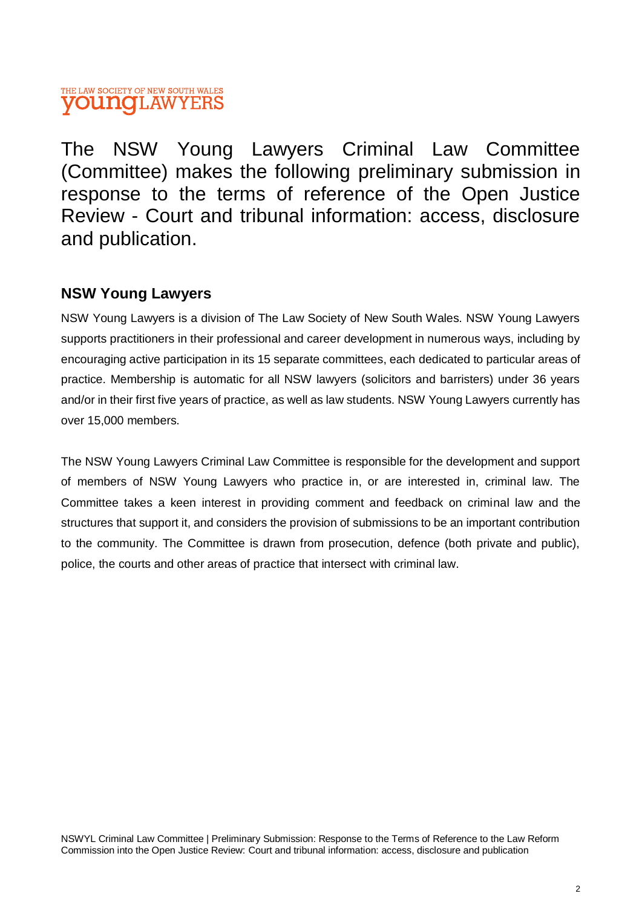THE LAW SOCIETY OF NEW SOUTH WALES
youngLAWYERS

The NSW Young Lawyers Criminal Law Committee (Committee) makes the following preliminary submission in response to the terms of reference of the Open Justice Review - Court and tribunal information: access, disclosure and publication.

## NSW Young Lawyers

NSW Young Lawyers is a division of The Law Society of New South Wales. NSW Young Lawyers supports practitioners in their professional and career development in numerous ways, including by encouraging active participation in its 15 separate committees, each dedicated to particular areas of practice. Membership is automatic for all NSW lawyers (solicitors and barristers) under 36 years and/or in their first five years of practice, as well as law students. NSW Young Lawyers currently has over 15,000 members.

The NSW Young Lawyers Criminal Law Committee is responsible for the development and support of members of NSW Young Lawyers who practice in, or are interested in, criminal law. The Committee takes a keen interest in providing comment and feedback on criminal law and the structures that support it, and considers the provision of submissions to be an important contribution to the community. The Committee is drawn from prosecution, defence (both private and public), police, the courts and other areas of practice that intersect with criminal law.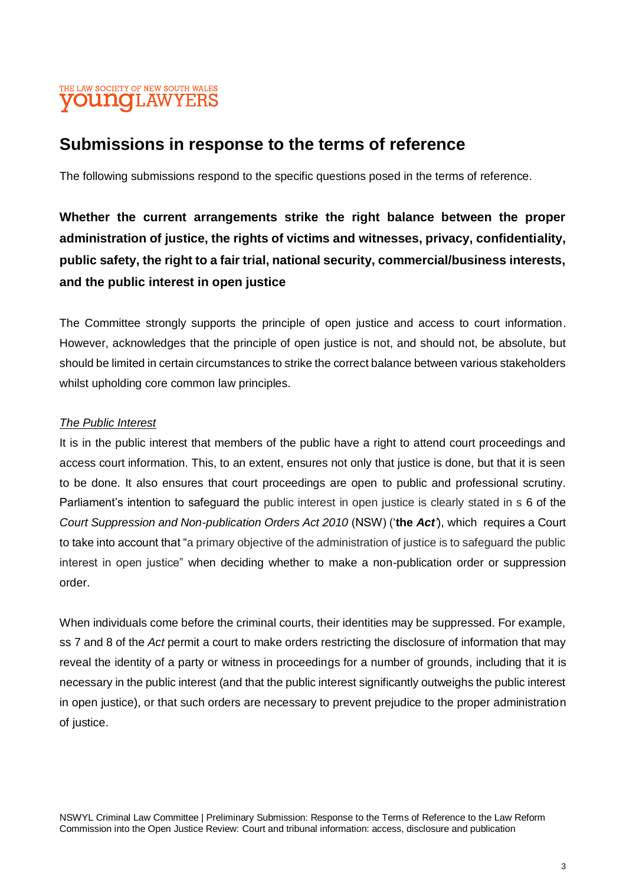## Submissions in response to the terms of reference

The following submissions respond to the specific questions posed in the terms of reference.

**Whether the current arrangements strike the right balance between the proper administration of justice, the rights of victims and witnesses, privacy, confidentiality, public safety, the right to a fair trial, national security, commercial/business interests, and the public interest in open justice**

The Committee strongly supports the principle of open justice and access to court information. However, acknowledges that the principle of open justice is not, and should not, be absolute, but should be limited in certain circumstances to strike the correct balance between various stakeholders whilst upholding core common law principles.

*The Public Interest*

It is in the public interest that members of the public have a right to attend court proceedings and access court information. This, to an extent, ensures not only that justice is done, but that it is seen to be done. It also ensures that court proceedings are open to public and professional scrutiny. Parliament's intention to safeguard the public interest in open justice is clearly stated in s 6 of the *Court Suppression and Non-publication Orders Act 2010* (NSW) ('**the** ***Act***'), which requires a Court to take into account that "a primary objective of the administration of justice is to safeguard the public interest in open justice" when deciding whether to make a non-publication order or suppression order.

When individuals come before the criminal courts, their identities may be suppressed. For example, ss 7 and 8 of the *Act* permit a court to make orders restricting the disclosure of information that may reveal the identity of a party or witness in proceedings for a number of grounds, including that it is necessary in the public interest (and that the public interest significantly outweighs the public interest in open justice), or that such orders are necessary to prevent prejudice to the proper administration of justice.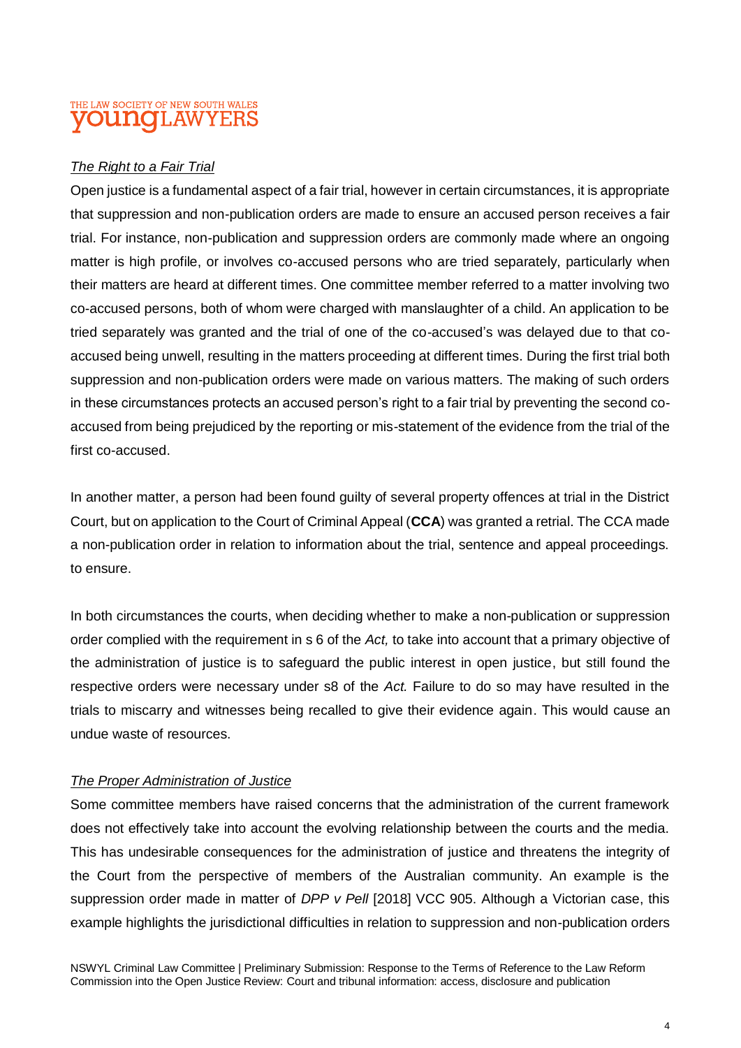*The Right to a Fair Trial*

Open justice is a fundamental aspect of a fair trial, however in certain circumstances, it is appropriate that suppression and non-publication orders are made to ensure an accused person receives a fair trial. For instance, non-publication and suppression orders are commonly made where an ongoing matter is high profile, or involves co-accused persons who are tried separately, particularly when their matters are heard at different times. One committee member referred to a matter involving two co-accused persons, both of whom were charged with manslaughter of a child. An application to be tried separately was granted and the trial of one of the co-accused's was delayed due to that co-accused being unwell, resulting in the matters proceeding at different times. During the first trial both suppression and non-publication orders were made on various matters. The making of such orders in these circumstances protects an accused person's right to a fair trial by preventing the second co-accused from being prejudiced by the reporting or mis-statement of the evidence from the trial of the first co-accused.

In another matter, a person had been found guilty of several property offences at trial in the District Court, but on application to the Court of Criminal Appeal (**CCA**) was granted a retrial. The CCA made a non-publication order in relation to information about the trial, sentence and appeal proceedings. to ensure.

In both circumstances the courts, when deciding whether to make a non-publication or suppression order complied with the requirement in s 6 of the *Act,* to take into account that a primary objective of the administration of justice is to safeguard the public interest in open justice, but still found the respective orders were necessary under s8 of the *Act.* Failure to do so may have resulted in the trials to miscarry and witnesses being recalled to give their evidence again. This would cause an undue waste of resources.

*The Proper Administration of Justice*

Some committee members have raised concerns that the administration of the current framework does not effectively take into account the evolving relationship between the courts and the media. This has undesirable consequences for the administration of justice and threatens the integrity of the Court from the perspective of members of the Australian community. An example is the suppression order made in matter of *DPP v Pell* [2018] VCC 905. Although a Victorian case, this example highlights the jurisdictional difficulties in relation to suppression and non-publication orders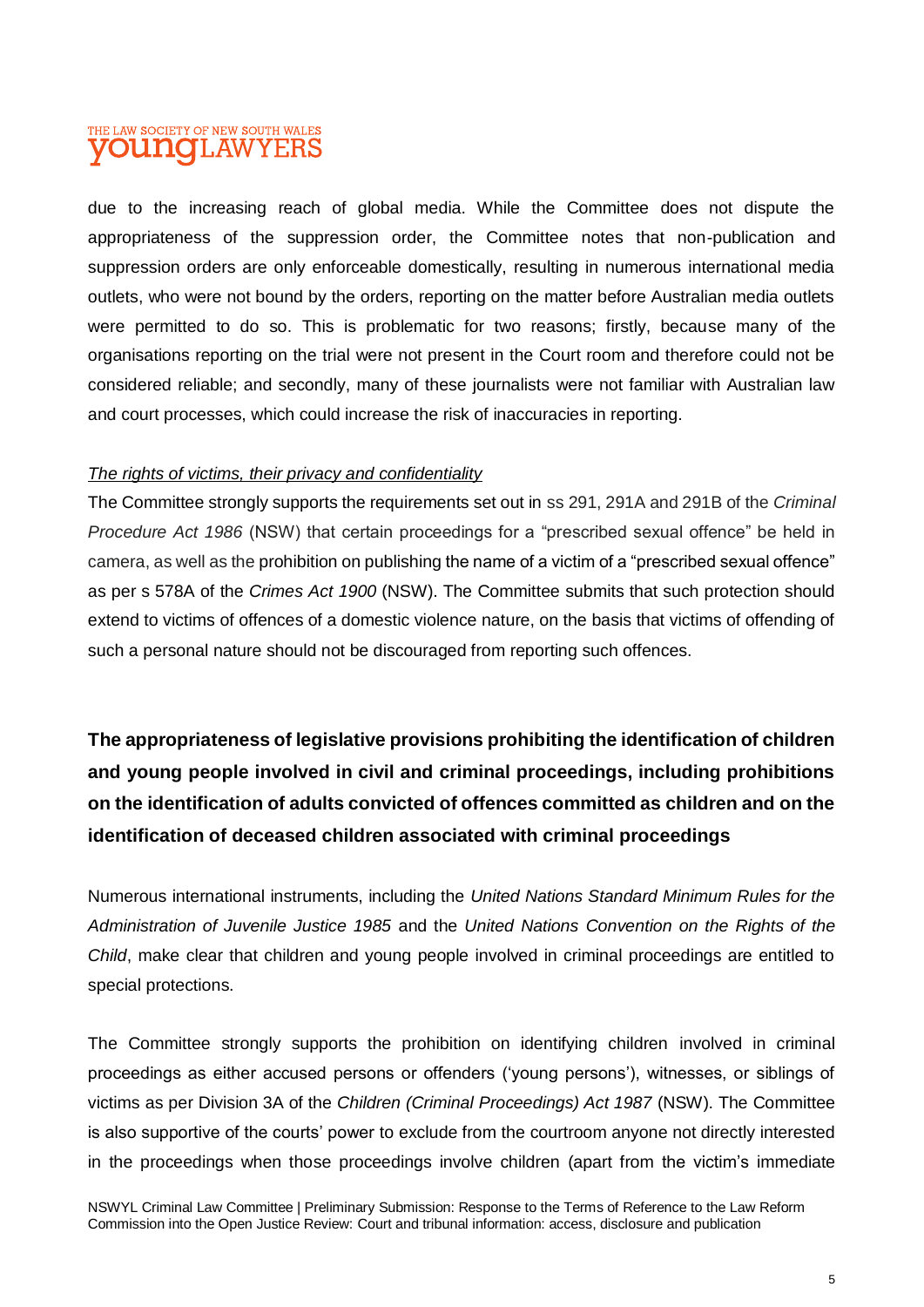due to the increasing reach of global media. While the Committee does not dispute the appropriateness of the suppression order, the Committee notes that non-publication and suppression orders are only enforceable domestically, resulting in numerous international media outlets, who were not bound by the orders, reporting on the matter before Australian media outlets were permitted to do so. This is problematic for two reasons; firstly, because many of the organisations reporting on the trial were not present in the Court room and therefore could not be considered reliable; and secondly, many of these journalists were not familiar with Australian law and court processes, which could increase the risk of inaccuracies in reporting.

*The rights of victims, their privacy and confidentiality*

The Committee strongly supports the requirements set out in ss 291, 291A and 291B of the *Criminal Procedure Act 1986* (NSW) that certain proceedings for a "prescribed sexual offence" be held in camera, as well as the prohibition on publishing the name of a victim of a "prescribed sexual offence" as per s 578A of the *Crimes Act 1900* (NSW). The Committee submits that such protection should extend to victims of offences of a domestic violence nature, on the basis that victims of offending of such a personal nature should not be discouraged from reporting such offences.

## The appropriateness of legislative provisions prohibiting the identification of children and young people involved in civil and criminal proceedings, including prohibitions on the identification of adults convicted of offences committed as children and on the identification of deceased children associated with criminal proceedings

Numerous international instruments, including the *United Nations Standard Minimum Rules for the Administration of Juvenile Justice 1985* and the *United Nations Convention on the Rights of the Child*, make clear that children and young people involved in criminal proceedings are entitled to special protections.

The Committee strongly supports the prohibition on identifying children involved in criminal proceedings as either accused persons or offenders ('young persons'), witnesses, or siblings of victims as per Division 3A of the *Children (Criminal Proceedings) Act 1987* (NSW). The Committee is also supportive of the courts' power to exclude from the courtroom anyone not directly interested in the proceedings when those proceedings involve children (apart from the victim's immediate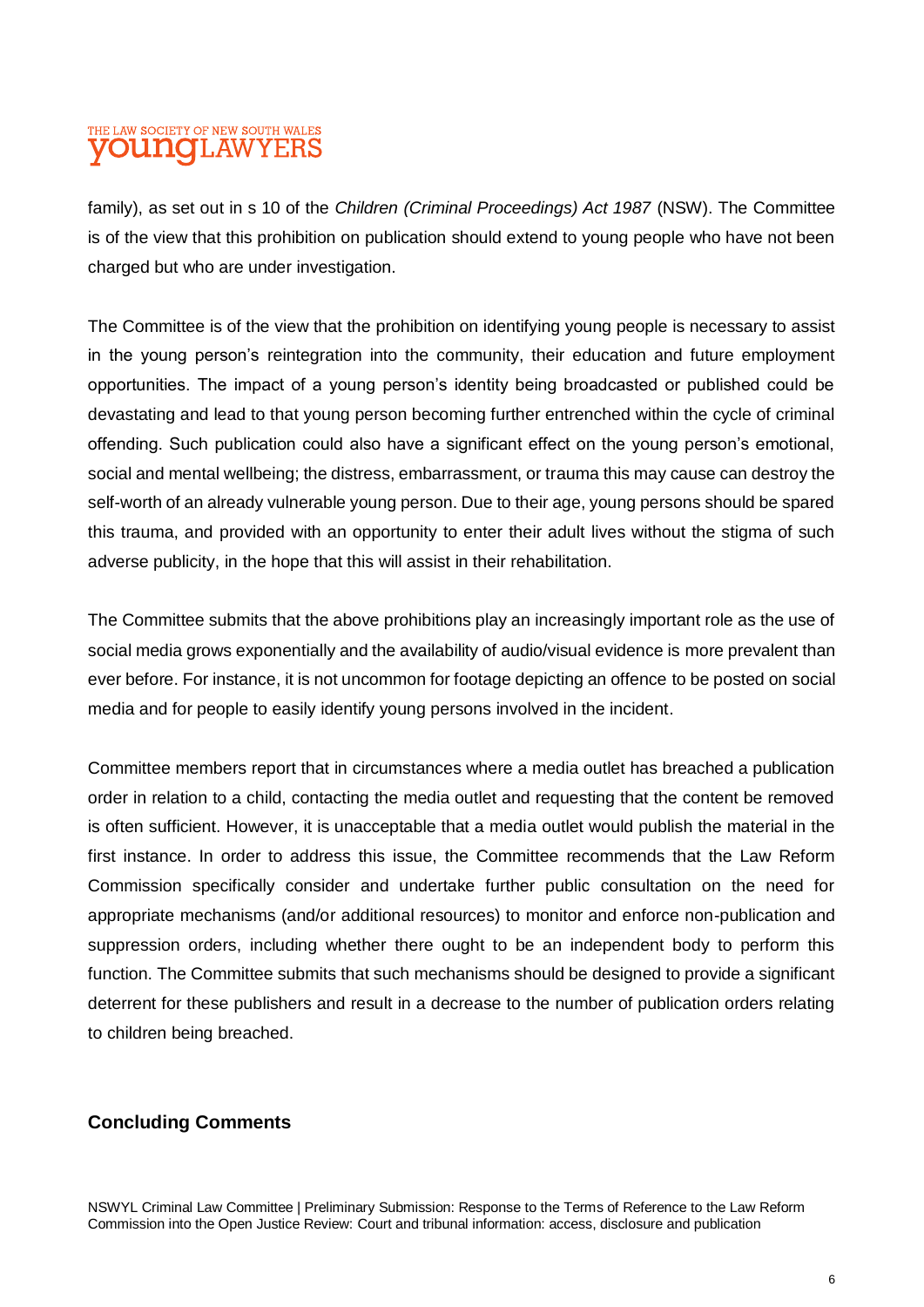family), as set out in s 10 of the *Children (Criminal Proceedings) Act 1987* (NSW). The Committee is of the view that this prohibition on publication should extend to young people who have not been charged but who are under investigation.

The Committee is of the view that the prohibition on identifying young people is necessary to assist in the young person's reintegration into the community, their education and future employment opportunities. The impact of a young person's identity being broadcasted or published could be devastating and lead to that young person becoming further entrenched within the cycle of criminal offending. Such publication could also have a significant effect on the young person's emotional, social and mental wellbeing; the distress, embarrassment, or trauma this may cause can destroy the self-worth of an already vulnerable young person. Due to their age, young persons should be spared this trauma, and provided with an opportunity to enter their adult lives without the stigma of such adverse publicity, in the hope that this will assist in their rehabilitation.

The Committee submits that the above prohibitions play an increasingly important role as the use of social media grows exponentially and the availability of audio/visual evidence is more prevalent than ever before. For instance, it is not uncommon for footage depicting an offence to be posted on social media and for people to easily identify young persons involved in the incident.

Committee members report that in circumstances where a media outlet has breached a publication order in relation to a child, contacting the media outlet and requesting that the content be removed is often sufficient. However, it is unacceptable that a media outlet would publish the material in the first instance. In order to address this issue, the Committee recommends that the Law Reform Commission specifically consider and undertake further public consultation on the need for appropriate mechanisms (and/or additional resources) to monitor and enforce non-publication and suppression orders, including whether there ought to be an independent body to perform this function. The Committee submits that such mechanisms should be designed to provide a significant deterrent for these publishers and result in a decrease to the number of publication orders relating to children being breached.

## Concluding Comments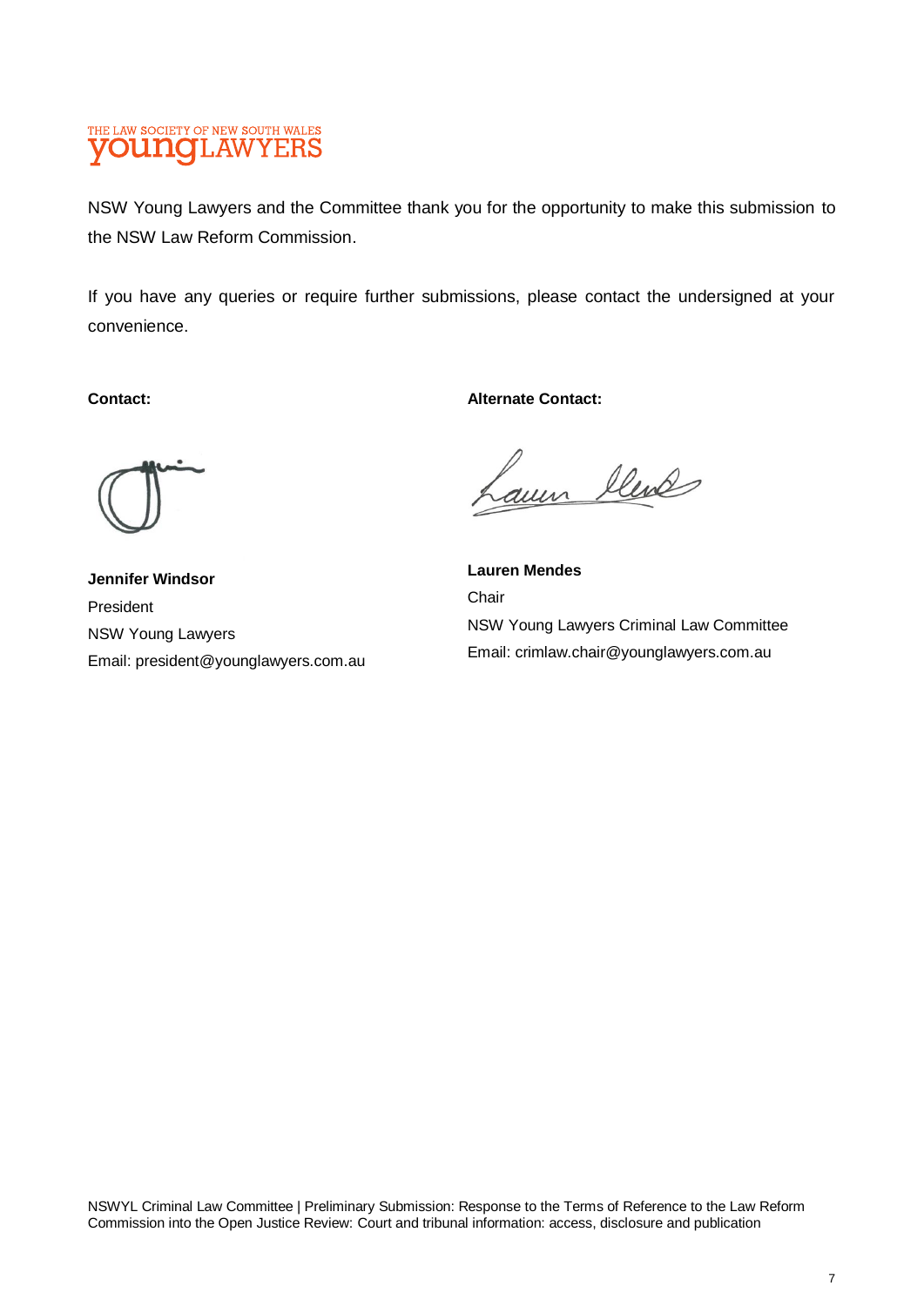THE LAW SOCIETY OF NEW SOUTH WALES
**young**LAWYERS

NSW Young Lawyers and the Committee thank you for the opportunity to make this submission to the NSW Law Reform Commission.

If you have any queries or require further submissions, please contact the undersigned at your convenience.

**Contact:**

**Jennifer Windsor**
President
NSW Young Lawyers
Email: president@younglawyers.com.au

**Alternate Contact:**

**Lauren Mendes**
Chair
NSW Young Lawyers Criminal Law Committee
Email: crimlaw.chair@younglawyers.com.au